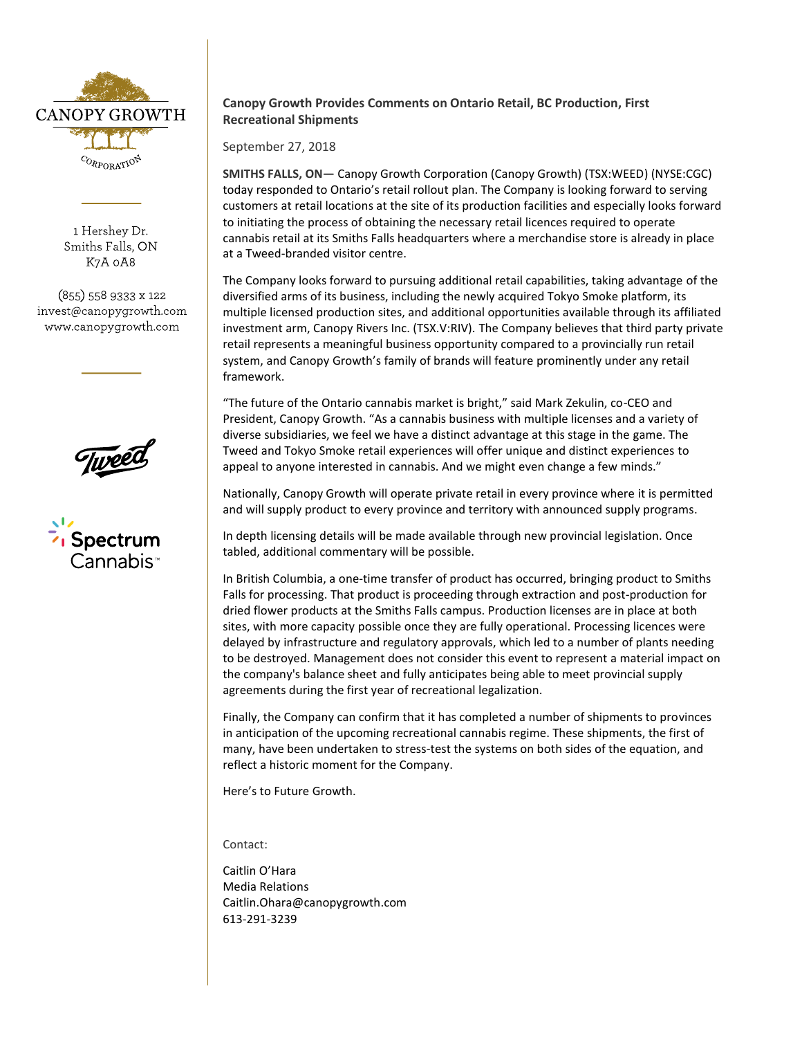CANOPY GROWTH CORPORATION

1 Hershey Dr.
Smiths Falls, ON
K7A 0A8

(855) 558 9333 x 122
invest@canopygrowth.com
www.canopygrowth.com

## Canopy Growth Provides Comments on Ontario Retail, BC Production, First Recreational Shipments

September 27, 2018

**SMITHS FALLS, ON—** Canopy Growth Corporation (Canopy Growth) (TSX:WEED) (NYSE:CGC) today responded to Ontario's retail rollout plan. The Company is looking forward to serving customers at retail locations at the site of its production facilities and especially looks forward to initiating the process of obtaining the necessary retail licences required to operate cannabis retail at its Smiths Falls headquarters where a merchandise store is already in place at a Tweed-branded visitor centre.

The Company looks forward to pursuing additional retail capabilities, taking advantage of the diversified arms of its business, including the newly acquired Tokyo Smoke platform, its multiple licensed production sites, and additional opportunities available through its affiliated investment arm, Canopy Rivers Inc. (TSX.V:RIV). The Company believes that third party private retail represents a meaningful business opportunity compared to a provincially run retail system, and Canopy Growth's family of brands will feature prominently under any retail framework.

"The future of the Ontario cannabis market is bright," said Mark Zekulin, co-CEO and President, Canopy Growth. "As a cannabis business with multiple licenses and a variety of diverse subsidiaries, we feel we have a distinct advantage at this stage in the game. The Tweed and Tokyo Smoke retail experiences will offer unique and distinct experiences to appeal to anyone interested in cannabis. And we might even change a few minds."

Nationally, Canopy Growth will operate private retail in every province where it is permitted and will supply product to every province and territory with announced supply programs.

In depth licensing details will be made available through new provincial legislation. Once tabled, additional commentary will be possible.

In British Columbia, a one-time transfer of product has occurred, bringing product to Smiths Falls for processing. That product is proceeding through extraction and post-production for dried flower products at the Smiths Falls campus. Production licenses are in place at both sites, with more capacity possible once they are fully operational. Processing licences were delayed by infrastructure and regulatory approvals, which led to a number of plants needing to be destroyed. Management does not consider this event to represent a material impact on the company's balance sheet and fully anticipates being able to meet provincial supply agreements during the first year of recreational legalization.

Finally, the Company can confirm that it has completed a number of shipments to provinces in anticipation of the upcoming recreational cannabis regime. These shipments, the first of many, have been undertaken to stress-test the systems on both sides of the equation, and reflect a historic moment for the Company.

Here's to Future Growth.

Contact:

Caitlin O'Hara
Media Relations
Caitlin.Ohara@canopygrowth.com
613-291-3239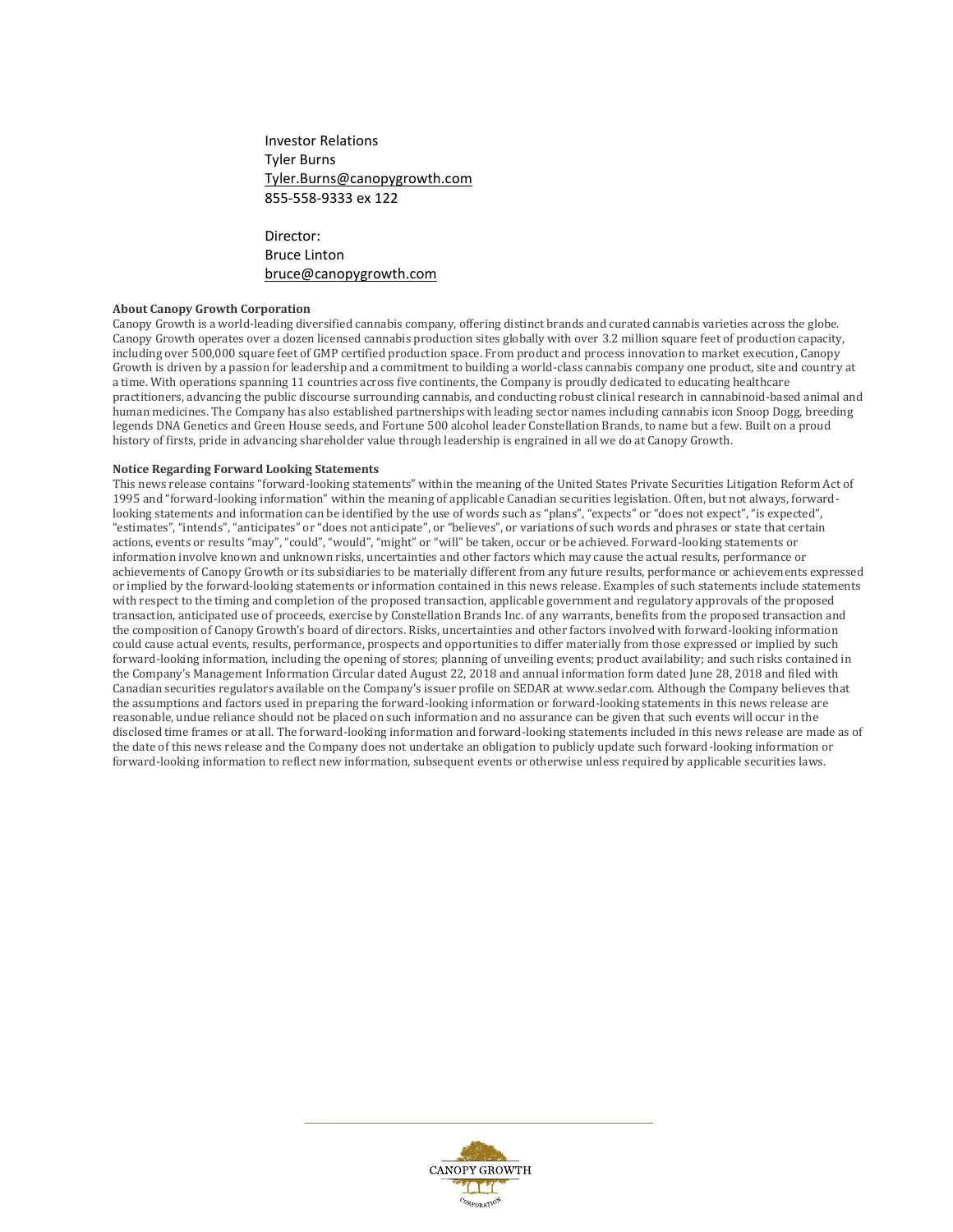Investor Relations
Tyler Burns
Tyler.Burns@canopygrowth.com
855-558-9333 ex 122

Director:
Bruce Linton
bruce@canopygrowth.com

**About Canopy Growth Corporation**

Canopy Growth is a world-leading diversified cannabis company, offering distinct brands and curated cannabis varieties across the globe. Canopy Growth operates over a dozen licensed cannabis production sites globally with over 3.2 million square feet of production capacity, including over 500,000 square feet of GMP certified production space. From product and process innovation to market execution, Canopy Growth is driven by a passion for leadership and a commitment to building a world-class cannabis company one product, site and country at a time. With operations spanning 11 countries across five continents, the Company is proudly dedicated to educating healthcare practitioners, advancing the public discourse surrounding cannabis, and conducting robust clinical research in cannabinoid-based animal and human medicines. The Company has also established partnerships with leading sector names including cannabis icon Snoop Dogg, breeding legends DNA Genetics and Green House seeds, and Fortune 500 alcohol leader Constellation Brands, to name but a few. Built on a proud history of firsts, pride in advancing shareholder value through leadership is engrained in all we do at Canopy Growth.

**Notice Regarding Forward Looking Statements**

This news release contains "forward-looking statements" within the meaning of the United States Private Securities Litigation Reform Act of 1995 and "forward-looking information" within the meaning of applicable Canadian securities legislation. Often, but not always, forward-looking statements and information can be identified by the use of words such as "plans", "expects" or "does not expect", "is expected", "estimates", "intends", "anticipates" or "does not anticipate", or "believes", or variations of such words and phrases or state that certain actions, events or results "may", "could", "would", "might" or "will" be taken, occur or be achieved. Forward-looking statements or information involve known and unknown risks, uncertainties and other factors which may cause the actual results, performance or achievements of Canopy Growth or its subsidiaries to be materially different from any future results, performance or achievements expressed or implied by the forward-looking statements or information contained in this news release. Examples of such statements include statements with respect to the timing and completion of the proposed transaction, applicable government and regulatory approvals of the proposed transaction, anticipated use of proceeds, exercise by Constellation Brands Inc. of any warrants, benefits from the proposed transaction and the composition of Canopy Growth's board of directors. Risks, uncertainties and other factors involved with forward-looking information could cause actual events, results, performance, prospects and opportunities to differ materially from those expressed or implied by such forward-looking information, including the opening of stores; planning of unveiling events; product availability; and such risks contained in the Company's Management Information Circular dated August 22, 2018 and annual information form dated June 28, 2018 and filed with Canadian securities regulators available on the Company's issuer profile on SEDAR at www.sedar.com. Although the Company believes that the assumptions and factors used in preparing the forward-looking information or forward-looking statements in this news release are reasonable, undue reliance should not be placed on such information and no assurance can be given that such events will occur in the disclosed time frames or at all. The forward-looking information and forward-looking statements included in this news release are made as of the date of this news release and the Company does not undertake an obligation to publicly update such forward-looking information or forward-looking information to reflect new information, subsequent events or otherwise unless required by applicable securities laws.